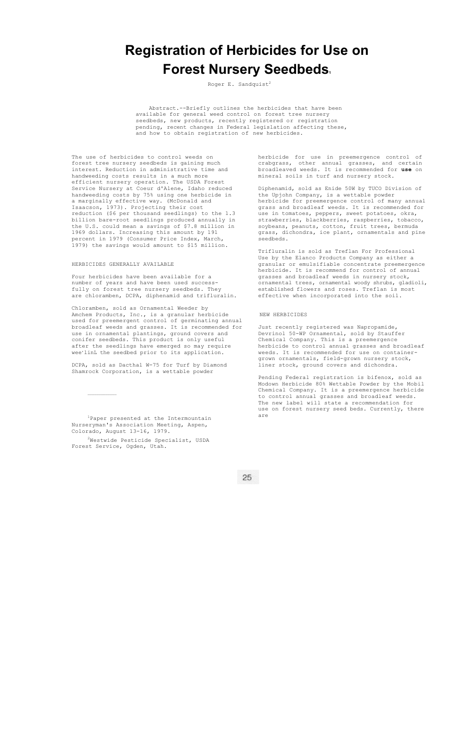# Registration of Herbicides for Use on Forest Nursery Seedbeds[1]

Roger E. Sandquist[2]

Abstract.--Briefly outlines the herbicides that have been available for general weed control on forest tree nursery seedbeds, new products, recently registered or registration pending, recent changes in Federal legislation affecting these, and how to obtain registration of new herbicides.

The use of herbicides to control weeds on forest tree nursery seedbeds is gaining much interest. Reduction in administrative time and handweeding costs results in a much more efficient nursery operation. The USDA Forest Service Nursery at Coeur d'Alene, Idaho reduced handweeding costs by 75% using one herbicide in a marginally effective way. (McDonald and Isaacson, 1973). Projecting their cost reduction ($6 per thousand seedlings) to the 1.3 billion bare-root seedlings produced annually in the U.S. could mean a savings of $7.8 million in 1969 dollars. Increasing this amount by 191 percent in 1979 (Consumer Price Index, March, 1979) the savings would amount to $15 million.

## HERBICIDES GENERALLY AVAILABLE

Four herbicides have been available for a number of years and have been used successfully on forest tree nursery seedbeds. They are chloramben, DCPA, diphenamid and trifluralin.

Chloramben, sold as Ornamental Weeder by Amchem Products, Inc., is a granular herbicide used for preemergent control of germinating annual broadleaf weeds and grasses. It is recommended for use in ornamental plantings, ground covers and conifer seedbeds. This product is only useful after the seedlings have emerged so may require wee'linL the seedbed prior to its application.

DCPA, sold as Dacthal W-75 for Turf by Diamond Shamrock Corporation, is a wettable powder herbicide for use in preemergence control of crabgrass, other annual grasses, and certain broadleaved weeds. It is recommended for **use** on mineral soils in turf and nursery stock.

Diphenamid, sold as Enide 50W by TUCO Division of the Upjohn Company, is a wettable powder herbicide for preemergence control of many annual grass and broadleaf weeds. It is recommended for use in tomatoes, peppers, sweet potatoes, okra, strawberries, blackberries, raspberries, tobacco, soybeans, peanuts, cotton, fruit trees, bermuda grass, dichondra, ice plant, ornamentals and pine seedbeds.

Trifluralin is sold as Treflan For Professional Use by the Elanco Products Company as either a granular or emulsifiable concentrate preemergence herbicide. It is recommend for control of annual grasses and broadleaf weeds in nursery stock, ornamental trees, ornamental woody shrubs, gladioli, established flowers and roses. Treflan is most effective when incorporated into the soil.

## NEW HERBICIDES

Just recently registered was Napropamide, Devrinol 50-WP Ornamental, sold by Stauffer Chemical Company. This is a preemergence herbicide to control annual grasses and broadleaf weeds. It is recommended for use on container-grown ornamentals, field-grown nursery stock, liner stock, ground covers and dichondra.

Pending Federal registration is bifenox, sold as Modown Herbicide 80% Wettable Powder by the Mobil Chemical Company. It is a preemergence herbicide to control annual grasses and broadleaf weeds. The new label will state a recommendation for use on forest nursery seed beds. Currently, there are

[1]Paper presented at the Intermountain Nurseryman's Association Meeting, Aspen, Colorado, August 13-16, 1979.

[2]Westwide Pesticide Specialist, USDA Forest Service, Ogden, Utah.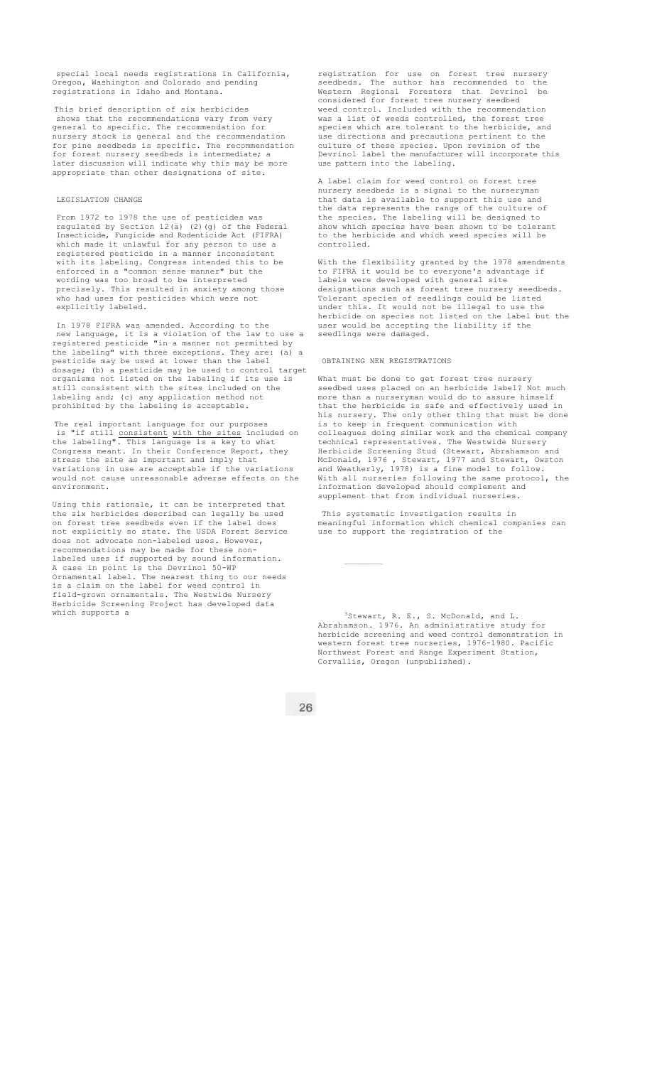special local needs registrations in California, Oregon, Washington and Colorado and pending registrations in Idaho and Montana.

This brief description of six herbicides shows that the recommendations vary from very general to specific. The recommendation for nursery stock is general and the recommendation for pine seedbeds is specific. The recommendation for forest nursery seedbeds is intermediate; a later discussion will indicate why this may be more appropriate than other designations of site.

## LEGISLATION CHANGE

From 1972 to 1978 the use of pesticides was regulated by Section 12(a) (2)(g) of the Federal Insecticide, Fungicide and Rodenticide Act (FIFRA) which made it unlawful for any person to use a registered pesticide in a manner inconsistent with its labeling. Congress intended this to be enforced in a "common sense manner" but the wording was too broad to be interpreted precisely. This resulted in anxiety among those who had uses for pesticides which were not explicitly labeled.

In 1978 FIFRA was amended. According to the new language, it is a violation of the law to use a registered pesticide "in a manner not permitted by the labeling" with three exceptions. They are: (a) a pesticide may be used at lower than the label dosage; (b) a pesticide may be used to control target organisms not listed on the labeling if its use is still consistent with the sites included on the labeling and; (c) any application method not prohibited by the labeling is acceptable.

The real important language for our purposes is "if still consistent with the sites included on the labeling". This language is a key to what Congress meant. In their Conference Report, they stress the site as important and imply that variations in use are acceptable if the variations would not cause unreasonable adverse effects on the environment.

Using this rationale, it can be interpreted that the six herbicides described can legally be used on forest tree seedbeds even if the label does not explicitly so state. The USDA Forest Service does not advocate non-labeled uses. However, recommendations may be made for these non-labeled uses if supported by sound information. A case in point is the Devrinol 50-WP Ornamental label. The nearest thing to our needs is a claim on the label for weed control in field-grown ornamentals. The Westwide Nursery Herbicide Screening Project has developed data which supports a registration for use on forest tree nursery seedbeds. The author has recommended to the Western Regional Foresters that Devrinol be considered for forest tree nursery seedbed weed control. Included with the recommendation was a list of weeds controlled, the forest tree species which are tolerant to the herbicide, and use directions and precautions pertinent to the culture of these species. Upon revision of the Devrinol label the manufacturer will incorporate this use pattern into the labeling.

A label claim for weed control on forest tree nursery seedbeds is a signal to the nurseryman that data is available to support this use and the data represents the range of the culture of the species. The labeling will be designed to show which species have been shown to be tolerant to the herbicide and which weed species will be controlled.

With the flexibility granted by the 1978 amendments to FIFRA it would be to everyone's advantage if labels were developed with general site designations such as forest tree nursery seedbeds. Tolerant species of seedlings could be listed under this. It would not be illegal to use the herbicide on species not listed on the label but the user would be accepting the liability if the seedlings were damaged.

## OBTAINING NEW REGISTRATIONS

What must be done to get forest tree nursery seedbed uses placed on an herbicide label? Not much more than a nurseryman would do to assure himself that the herbicide is safe and effectively used in his nursery. The only other thing that must be done is to keep in frequent communication with colleagues doing similar work and the chemical company technical representatives. The Westwide Nursery Herbicide Screening Stud (Stewart, Abrahamson and McDonald, 1976 , Stewart, 1977 and Stewart, Owston and Weatherly, 1978) is a fine model to follow. With all nurseries following the same protocol, the information developed should complement and supplement that from individual nurseries.

This systematic investigation results in meaningful information which chemical companies can use to support the registration of the

---

[3]Stewart, R. E., S. McDonald, and L. Abrahamson. 1976. An administrative study for herbicide screening and weed control demonstration in western forest tree nurseries, 1976-1980. Pacific Northwest Forest and Range Experiment Station, Corvallis, Oregon (unpublished).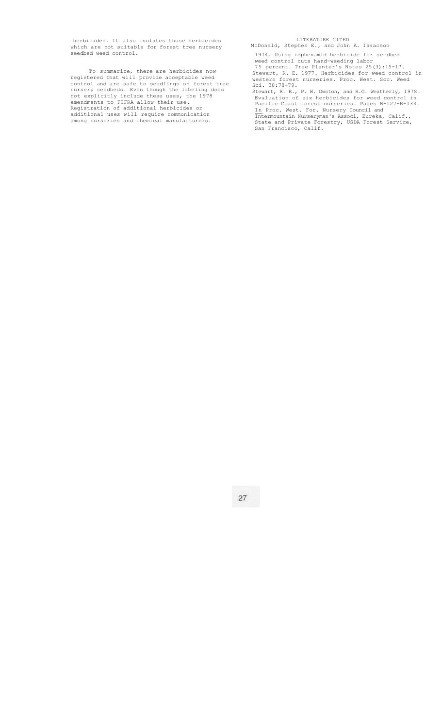herbicides. It also isolates those herbicides which are not suitable for forest tree nursery seedbed weed control.

To summarize, there are herbicides now registered that will provide acceptable weed control and are safe to seedlings on forest tree nursery seedbeds. Even though the labeling does not explicitly include these uses, the 1978 amendments to FIFRA allow their use. Registration of additional herbicides or additional uses will require communication among nurseries and chemical manufacturers.

## LITERATURE CITED

McDonald, Stephen E., and John A. Isaacson 1974. Using idphenamid herbicide for seedbed weed control cuts hand-weeding labor 75 percent. Tree Planter's Notes 25(3):15-17.

Stewart, R. E. 1977. Herbicides for weed control in western forest nurseries. Proc. West. Soc. Weed Sci. 30:78-79.

Stewart, R. E., P. W. Owston, and H.G. Weatherly, 1978. Evaluation of six herbicides for weed control in Pacific Coast forest nurseries. Pages B-127-B-133. In Proc. West. For. Nursery Council and Intermountain Nurseryman's Assocl, Eureka, Calif., State and Private Forestry, USDA Forest Service, San Francisco, Calif.